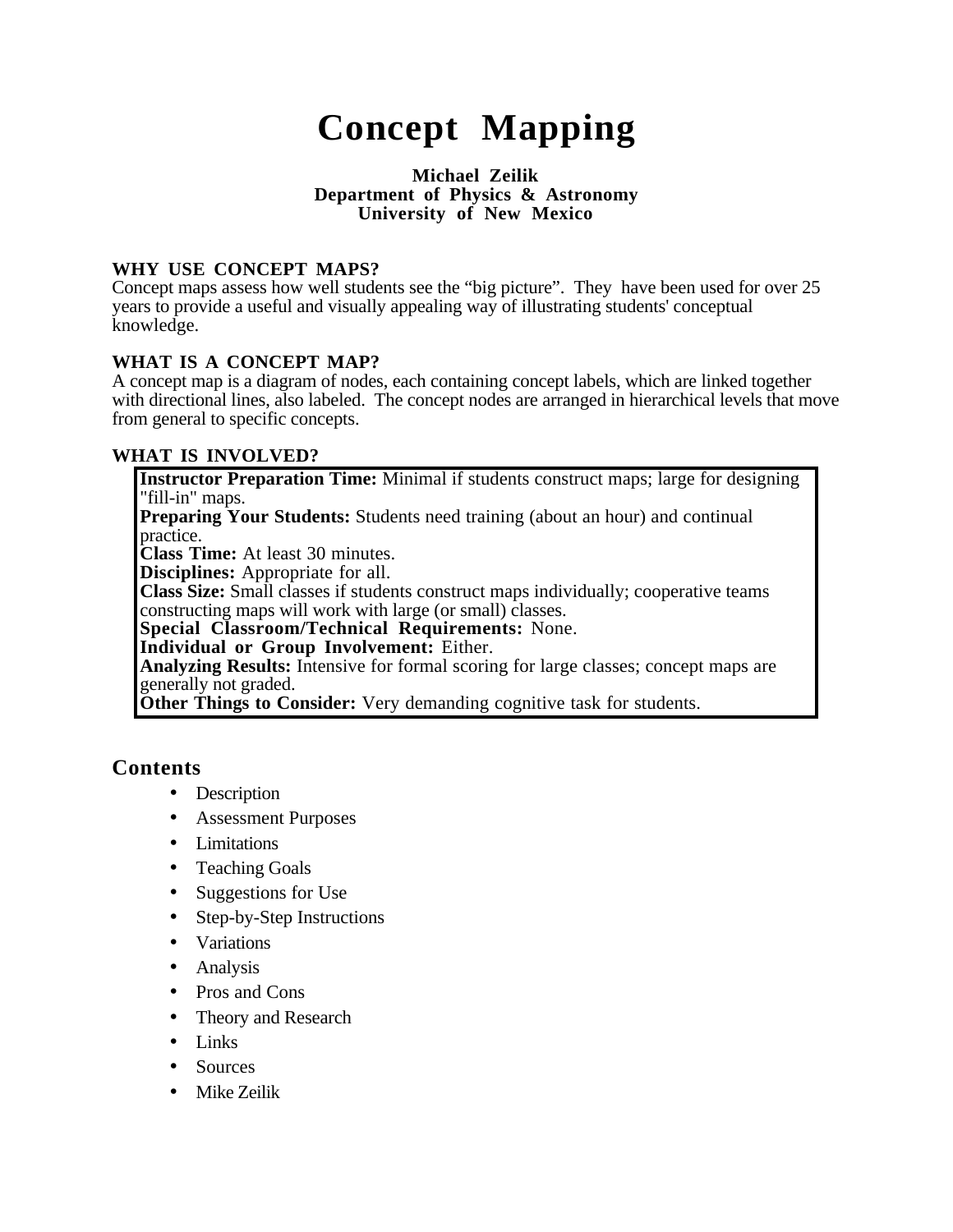# Concept Mapping

**Michael Zeilik**
**Department of Physics & Astronomy**
**University of New Mexico**

**WHY USE CONCEPT MAPS?**

Concept maps assess how well students see the "big picture". They have been used for over 25 years to provide a useful and visually appealing way of illustrating students' conceptual knowledge.

**WHAT IS A CONCEPT MAP?**

A concept map is a diagram of nodes, each containing concept labels, which are linked together with directional lines, also labeled. The concept nodes are arranged in hierarchical levels that move from general to specific concepts.

**WHAT IS INVOLVED?**

**Instructor Preparation Time:** Minimal if students construct maps; large for designing "fill-in" maps.
**Preparing Your Students:** Students need training (about an hour) and continual practice.
**Class Time:** At least 30 minutes.
**Disciplines:** Appropriate for all.
**Class Size:** Small classes if students construct maps individually; cooperative teams constructing maps will work with large (or small) classes.
**Special Classroom/Technical Requirements:** None.
**Individual or Group Involvement:** Either.
**Analyzing Results:** Intensive for formal scoring for large classes; concept maps are generally not graded.
**Other Things to Consider:** Very demanding cognitive task for students.

## Contents

- Description
- Assessment Purposes
- Limitations
- Teaching Goals
- Suggestions for Use
- Step-by-Step Instructions
- Variations
- Analysis
- Pros and Cons
- Theory and Research
- Links
- Sources
- Mike Zeilik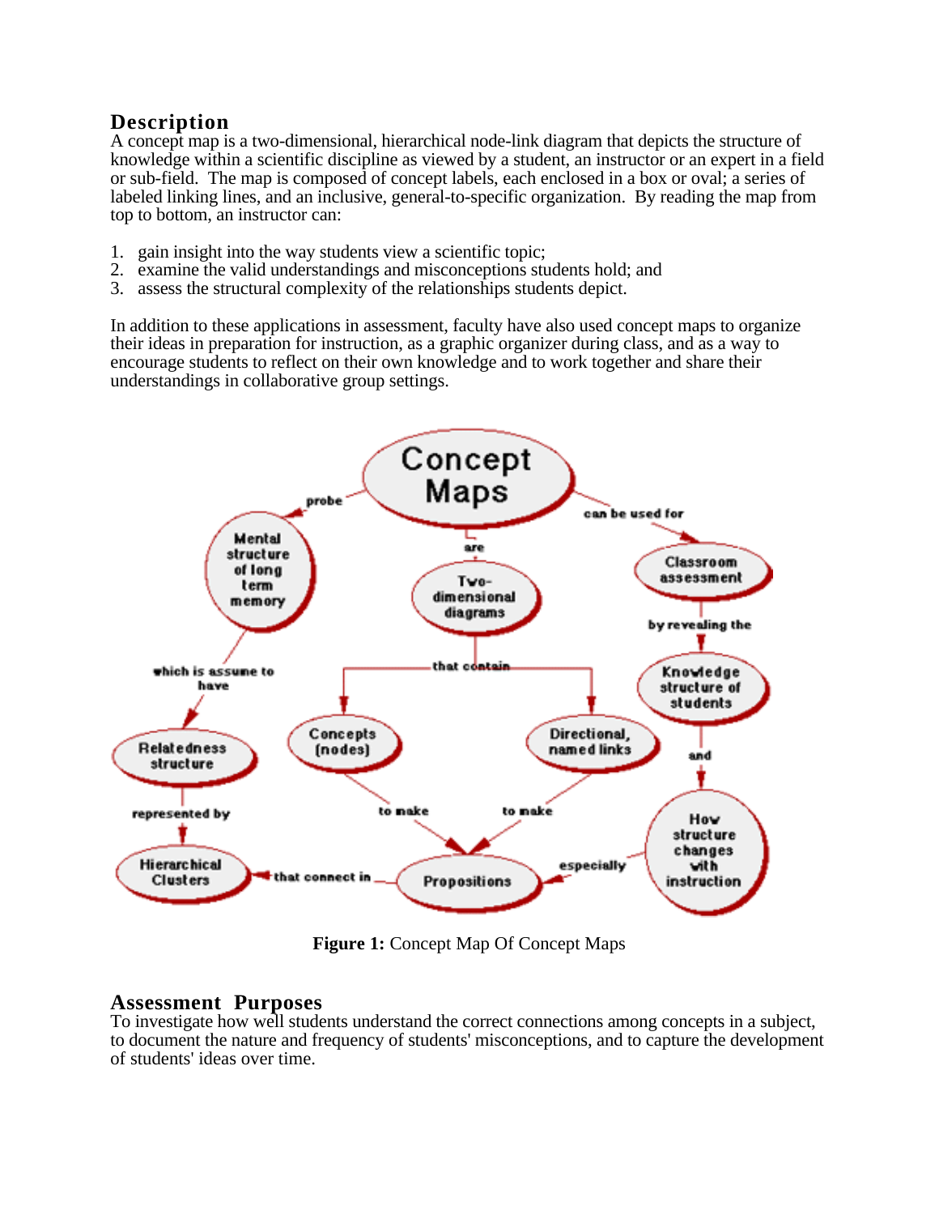## Description

A concept map is a two-dimensional, hierarchical node-link diagram that depicts the structure of knowledge within a scientific discipline as viewed by a student, an instructor or an expert in a field or sub-field. The map is composed of concept labels, each enclosed in a box or oval; a series of labeled linking lines, and an inclusive, general-to-specific organization. By reading the map from top to bottom, an instructor can:

1. gain insight into the way students view a scientific topic;
2. examine the valid understandings and misconceptions students hold; and
3. assess the structural complexity of the relationships students depict.

In addition to these applications in assessment, faculty have also used concept maps to organize their ideas in preparation for instruction, as a graphic organizer during class, and as a way to encourage students to reflect on their own knowledge and to work together and share their understandings in collaborative group settings.

**Figure 1:** Concept Map Of Concept Maps

## Assessment Purposes

To investigate how well students understand the correct connections among concepts in a subject, to document the nature and frequency of students' misconceptions, and to capture the development of students' ideas over time.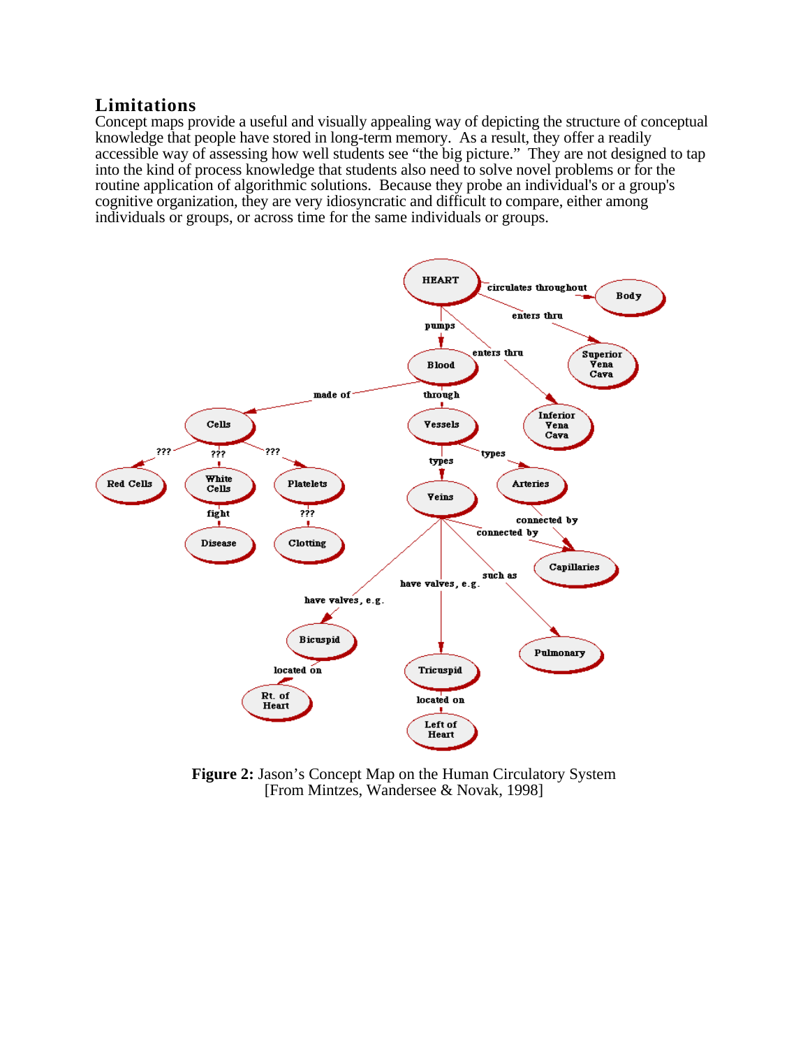## Limitations

Concept maps provide a useful and visually appealing way of depicting the structure of conceptual knowledge that people have stored in long-term memory. As a result, they offer a readily accessible way of assessing how well students see "the big picture." They are not designed to tap into the kind of process knowledge that students also need to solve novel problems or for the routine application of algorithmic solutions. Because they probe an individual's or a group's cognitive organization, they are very idiosyncratic and difficult to compare, either among individuals or groups, or across time for the same individuals or groups.

**Figure 2:** Jason's Concept Map on the Human Circulatory System
[From Mintzes, Wandersee & Novak, 1998]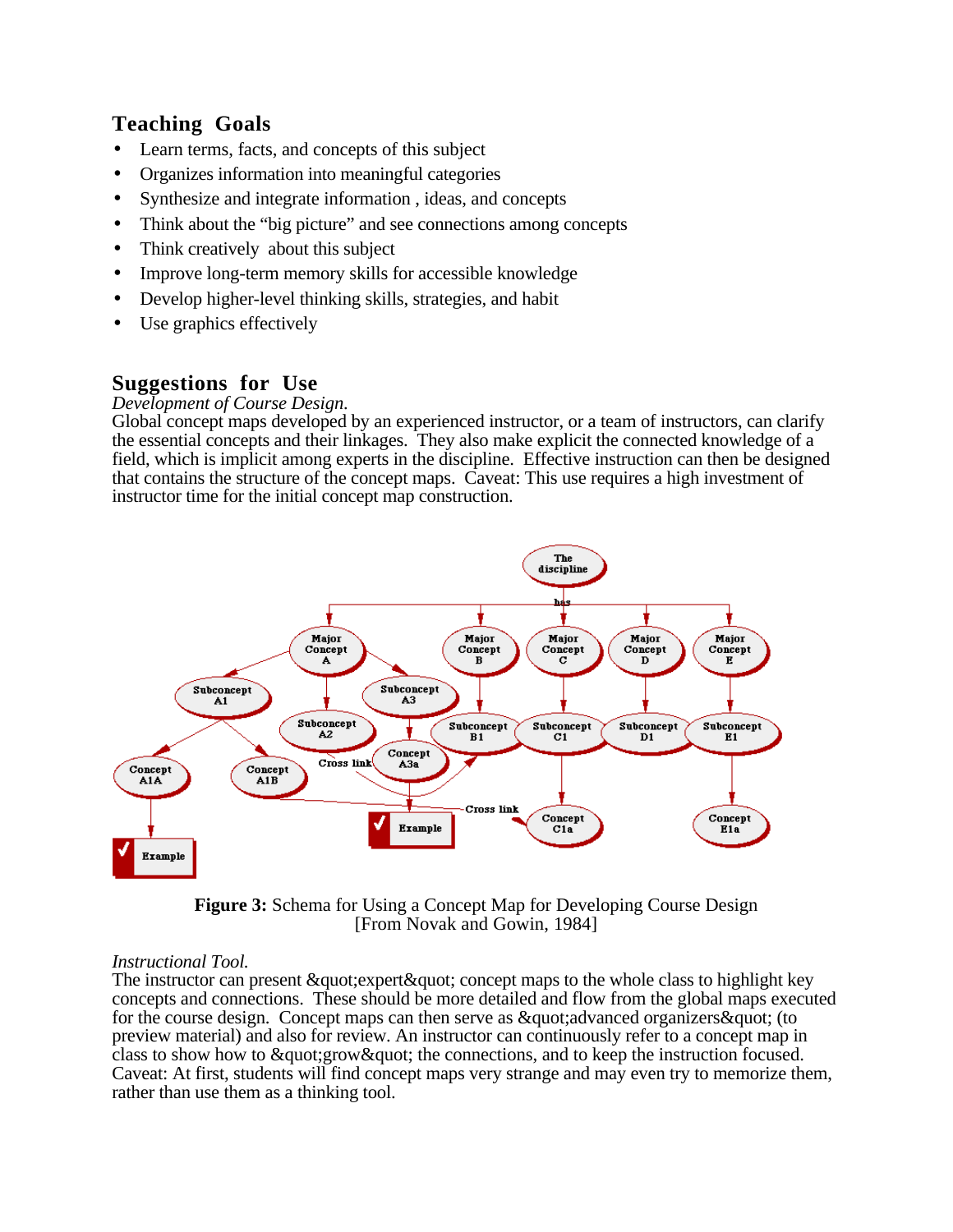## Teaching Goals

- Learn terms, facts, and concepts of this subject
- Organizes information into meaningful categories
- Synthesize and integrate information , ideas, and concepts
- Think about the "big picture" and see connections among concepts
- Think creatively about this subject
- Improve long-term memory skills for accessible knowledge
- Develop higher-level thinking skills, strategies, and habit
- Use graphics effectively

## Suggestions for Use

*Development of Course Design.*

Global concept maps developed by an experienced instructor, or a team of instructors, can clarify the essential concepts and their linkages. They also make explicit the connected knowledge of a field, which is implicit among experts in the discipline. Effective instruction can then be designed that contains the structure of the concept maps. Caveat: This use requires a high investment of instructor time for the initial concept map construction.

**Figure 3:** Schema for Using a Concept Map for Developing Course Design
[From Novak and Gowin, 1984]

*Instructional Tool.*

The instructor can present &quot;expert&quot; concept maps to the whole class to highlight key concepts and connections. These should be more detailed and flow from the global maps executed for the course design. Concept maps can then serve as &quot;advanced organizers&quot; (to preview material) and also for review. An instructor can continuously refer to a concept map in class to show how to &quot;grow&quot; the connections, and to keep the instruction focused. Caveat: At first, students will find concept maps very strange and may even try to memorize them, rather than use them as a thinking tool.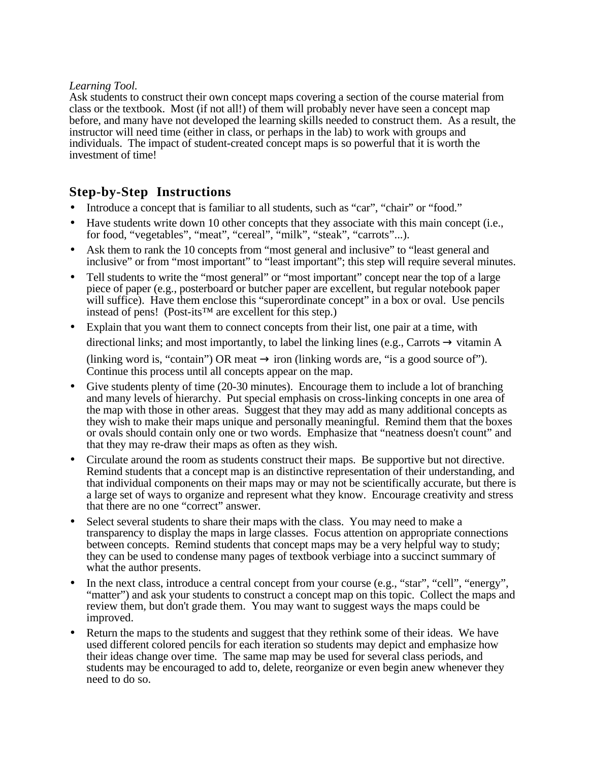*Learning Tool.*
Ask students to construct their own concept maps covering a section of the course material from class or the textbook. Most (if not all!) of them will probably never have seen a concept map before, and many have not developed the learning skills needed to construct them. As a result, the instructor will need time (either in class, or perhaps in the lab) to work with groups and individuals. The impact of student-created concept maps is so powerful that it is worth the investment of time!

## Step-by-Step Instructions

- Introduce a concept that is familiar to all students, such as "car", "chair" or "food."
- Have students write down 10 other concepts that they associate with this main concept (i.e., for food, "vegetables", "meat", "cereal", "milk", "steak", "carrots"...).
- Ask them to rank the 10 concepts from "most general and inclusive" to "least general and inclusive" or from "most important" to "least important"; this step will require several minutes.
- Tell students to write the "most general" or "most important" concept near the top of a large piece of paper (e.g., posterboard or butcher paper are excellent, but regular notebook paper will suffice). Have them enclose this "superordinate concept" in a box or oval. Use pencils instead of pens! (Post-its™ are excellent for this step.)
- Explain that you want them to connect concepts from their list, one pair at a time, with directional links; and most importantly, to label the linking lines (e.g., Carrots → vitamin A (linking word is, "contain") OR meat → iron (linking words are, "is a good source of"). Continue this process until all concepts appear on the map.
- Give students plenty of time (20-30 minutes). Encourage them to include a lot of branching and many levels of hierarchy. Put special emphasis on cross-linking concepts in one area of the map with those in other areas. Suggest that they may add as many additional concepts as they wish to make their maps unique and personally meaningful. Remind them that the boxes or ovals should contain only one or two words. Emphasize that "neatness doesn't count" and that they may re-draw their maps as often as they wish.
- Circulate around the room as students construct their maps. Be supportive but not directive. Remind students that a concept map is a distinctive representation of their understanding, and that individual components on their maps may or may not be scientifically accurate, but there is a large set of ways to organize and represent what they know. Encourage creativity and stress that there are no one "correct" answer.
- Select several students to share their maps with the class. You may need to make a transparency to display the maps in large classes. Focus attention on appropriate connections between concepts. Remind students that concept maps may be a very helpful way to study; they can be used to condense many pages of textbook verbiage into a succinct summary of what the author presents.
- In the next class, introduce a central concept from your course (e.g., "star", "cell", "energy", "matter") and ask your students to construct a concept map on this topic. Collect the maps and review them, but don't grade them. You may want to suggest ways the maps could be improved.
- Return the maps to the students and suggest that they rethink some of their ideas. We have used different colored pencils for each iteration so students may depict and emphasize how their ideas change over time. The same map may be used for several class periods, and students may be encouraged to add to, delete, reorganize or even begin anew whenever they need to do so.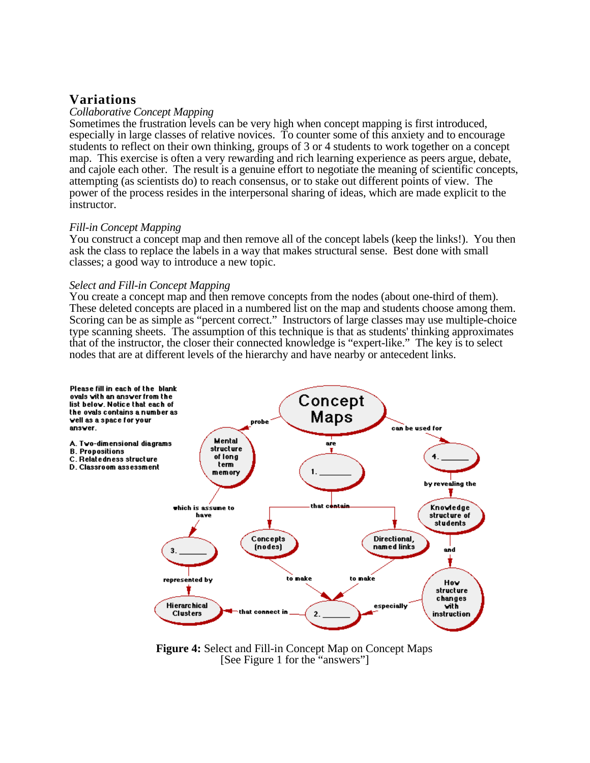## Variations

*Collaborative Concept Mapping*

Sometimes the frustration levels can be very high when concept mapping is first introduced, especially in large classes of relative novices. To counter some of this anxiety and to encourage students to reflect on their own thinking, groups of 3 or 4 students to work together on a concept map. This exercise is often a very rewarding and rich learning experience as peers argue, debate, and cajole each other. The result is a genuine effort to negotiate the meaning of scientific concepts, attempting (as scientists do) to reach consensus, or to stake out different points of view. The power of the process resides in the interpersonal sharing of ideas, which are made explicit to the instructor.

*Fill-in Concept Mapping*

You construct a concept map and then remove all of the concept labels (keep the links!). You then ask the class to replace the labels in a way that makes structural sense. Best done with small classes; a good way to introduce a new topic.

*Select and Fill-in Concept Mapping*

You create a concept map and then remove concepts from the nodes (about one-third of them). These deleted concepts are placed in a numbered list on the map and students choose among them. Scoring can be as simple as "percent correct." Instructors of large classes may use multiple-choice type scanning sheets. The assumption of this technique is that as students' thinking approximates that of the instructor, the closer their connected knowledge is "expert-like." The key is to select nodes that are at different levels of the hierarchy and have nearby or antecedent links.

Please fill in each of the blank ovals with an answer from the list below. Notice that each of the ovals contains a number as well as a space for your answer.

A. Two-dimensional diagrams
B. Propositions
C. Relatedness structure
D. Classroom assessment

Concept Maps — probe → Mental structure of long term memory — which is assume to have → 3. ______ — represented by → Hierarchical Clusters

Concept Maps — are → 1. ______ — that contain → Concepts (nodes); Directional, named links

Concepts (nodes) — to make → 2. ______; Directional, named links — to make → 2. ______

2. ______ — that connect in → Hierarchical Clusters

Concept Maps — can be used for → 4. ______ — by revealing the → Knowledge structure of students — and → How structure changes with instruction — especially → 2. ______

**Figure 4:** Select and Fill-in Concept Map on Concept Maps
[See Figure 1 for the "answers"]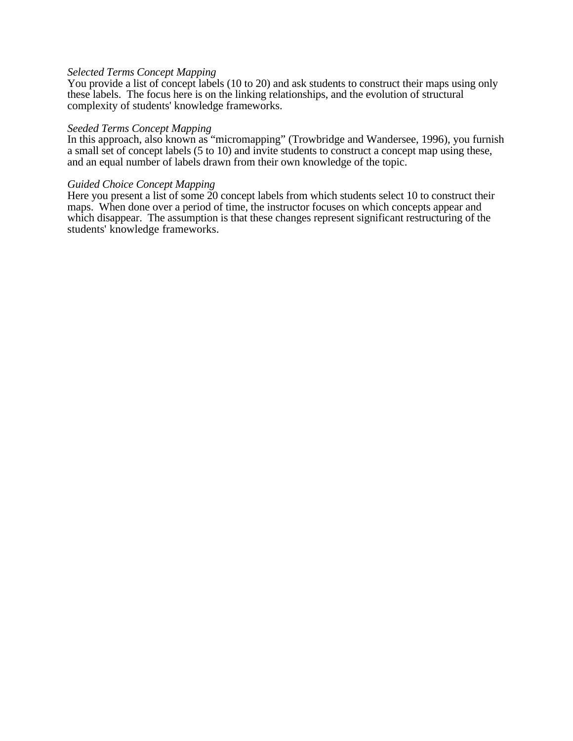*Selected Terms Concept Mapping*
You provide a list of concept labels (10 to 20) and ask students to construct their maps using only these labels. The focus here is on the linking relationships, and the evolution of structural complexity of students' knowledge frameworks.

*Seeded Terms Concept Mapping*
In this approach, also known as "micromapping" (Trowbridge and Wandersee, 1996), you furnish a small set of concept labels (5 to 10) and invite students to construct a concept map using these, and an equal number of labels drawn from their own knowledge of the topic.

*Guided Choice Concept Mapping*
Here you present a list of some 20 concept labels from which students select 10 to construct their maps. When done over a period of time, the instructor focuses on which concepts appear and which disappear. The assumption is that these changes represent significant restructuring of the students' knowledge frameworks.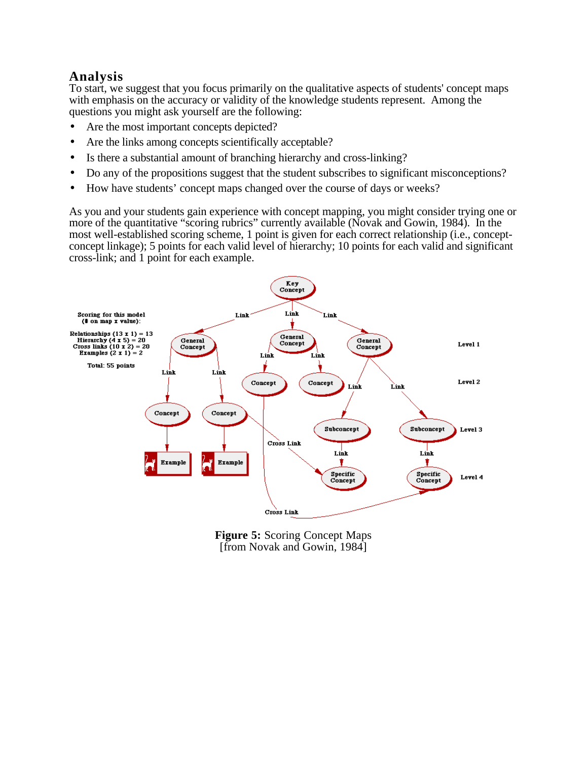## Analysis

To start, we suggest that you focus primarily on the qualitative aspects of students' concept maps with emphasis on the accuracy or validity of the knowledge students represent. Among the questions you might ask yourself are the following:

- Are the most important concepts depicted?
- Are the links among concepts scientifically acceptable?
- Is there a substantial amount of branching hierarchy and cross-linking?
- Do any of the propositions suggest that the student subscribes to significant misconceptions?
- How have students' concept maps changed over the course of days or weeks?

As you and your students gain experience with concept mapping, you might consider trying one or more of the quantitative "scoring rubrics" currently available (Novak and Gowin, 1984). In the most well-established scoring scheme, 1 point is given for each correct relationship (i.e., concept-concept linkage); 5 points for each valid level of hierarchy; 10 points for each valid and significant cross-link; and 1 point for each example.

Scoring for this model (# on map x value):

Relationships (13 x 1) = 13
Hierarchy (4 x 5) = 20
Cross links (10 x 2) = 20
Examples (2 x 1) = 2

Total: 55 points

**Figure 5:** Scoring Concept Maps
[from Novak and Gowin, 1984]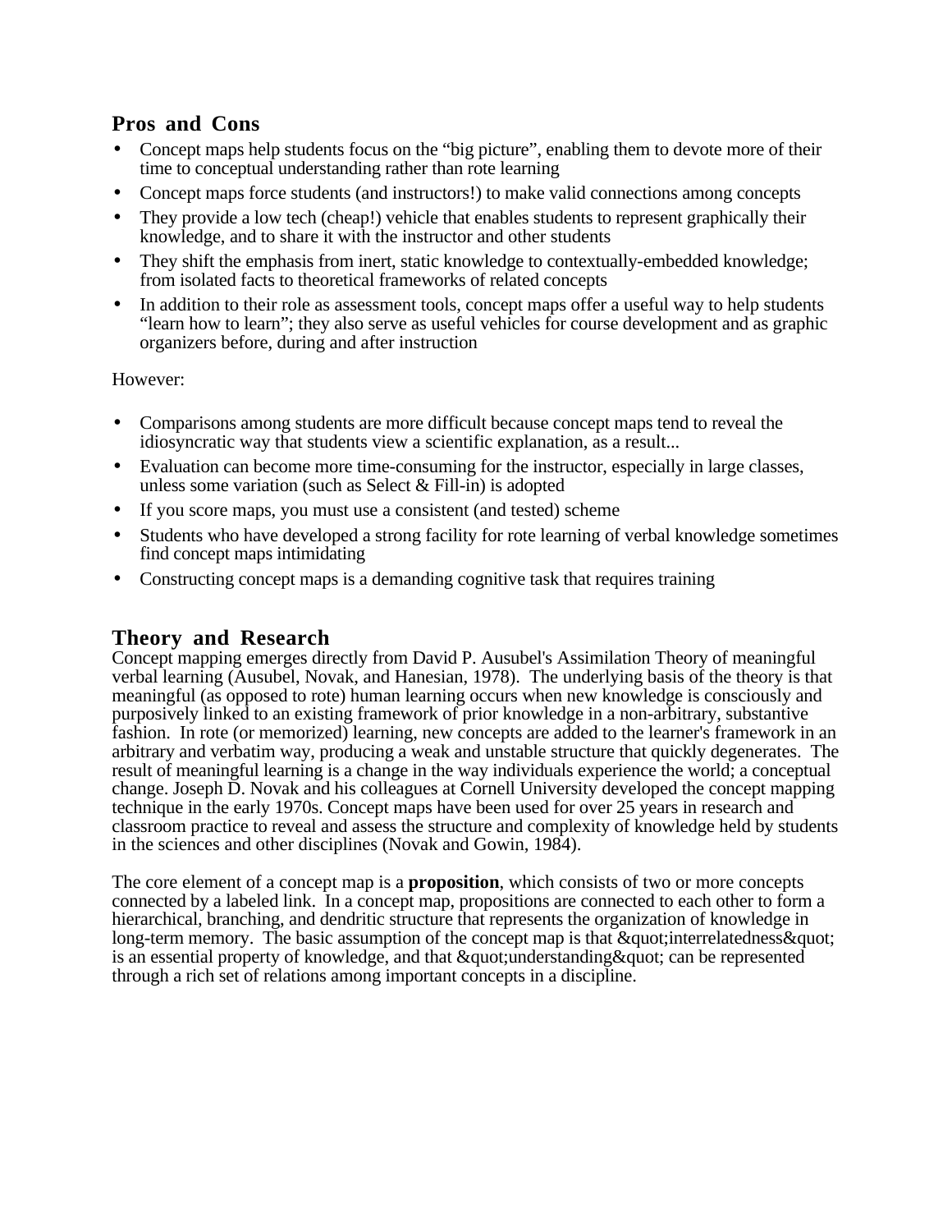## Pros and Cons

- Concept maps help students focus on the “big picture”, enabling them to devote more of their time to conceptual understanding rather than rote learning
- Concept maps force students (and instructors!) to make valid connections among concepts
- They provide a low tech (cheap!) vehicle that enables students to represent graphically their knowledge, and to share it with the instructor and other students
- They shift the emphasis from inert, static knowledge to contextually-embedded knowledge; from isolated facts to theoretical frameworks of related concepts
- In addition to their role as assessment tools, concept maps offer a useful way to help students “learn how to learn”; they also serve as useful vehicles for course development and as graphic organizers before, during and after instruction

However:

- Comparisons among students are more difficult because concept maps tend to reveal the idiosyncratic way that students view a scientific explanation, as a result...
- Evaluation can become more time-consuming for the instructor, especially in large classes, unless some variation (such as Select & Fill-in) is adopted
- If you score maps, you must use a consistent (and tested) scheme
- Students who have developed a strong facility for rote learning of verbal knowledge sometimes find concept maps intimidating
- Constructing concept maps is a demanding cognitive task that requires training

## Theory and Research

Concept mapping emerges directly from David P. Ausubel's Assimilation Theory of meaningful verbal learning (Ausubel, Novak, and Hanesian, 1978). The underlying basis of the theory is that meaningful (as opposed to rote) human learning occurs when new knowledge is consciously and purposively linked to an existing framework of prior knowledge in a non-arbitrary, substantive fashion. In rote (or memorized) learning, new concepts are added to the learner's framework in an arbitrary and verbatim way, producing a weak and unstable structure that quickly degenerates. The result of meaningful learning is a change in the way individuals experience the world; a conceptual change. Joseph D. Novak and his colleagues at Cornell University developed the concept mapping technique in the early 1970s. Concept maps have been used for over 25 years in research and classroom practice to reveal and assess the structure and complexity of knowledge held by students in the sciences and other disciplines (Novak and Gowin, 1984).

The core element of a concept map is a **proposition**, which consists of two or more concepts connected by a labeled link. In a concept map, propositions are connected to each other to form a hierarchical, branching, and dendritic structure that represents the organization of knowledge in long-term memory. The basic assumption of the concept map is that &quot;interrelatedness&quot; is an essential property of knowledge, and that &quot;understanding&quot; can be represented through a rich set of relations among important concepts in a discipline.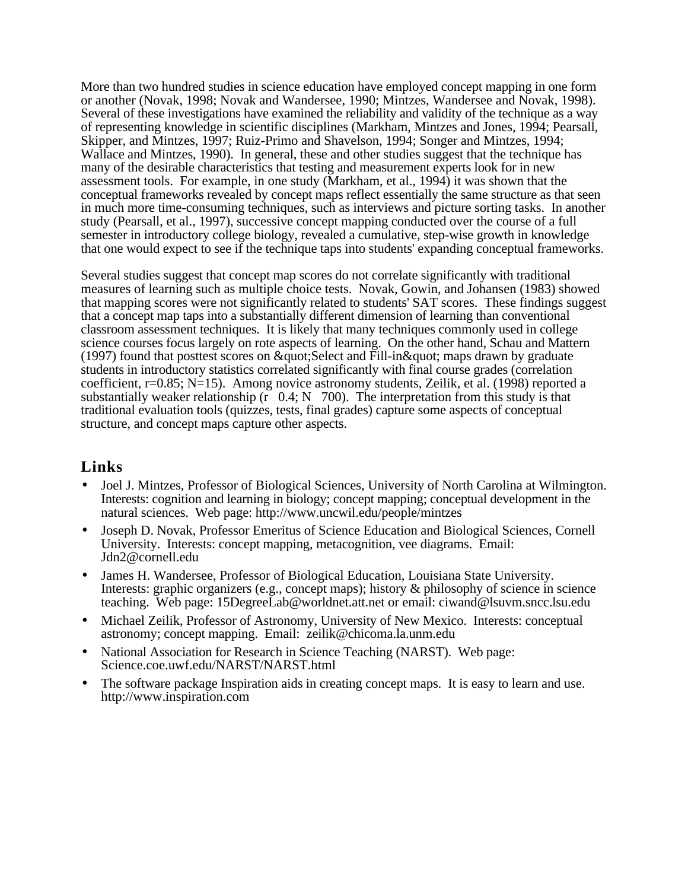More than two hundred studies in science education have employed concept mapping in one form or another (Novak, 1998; Novak and Wandersee, 1990; Mintzes, Wandersee and Novak, 1998). Several of these investigations have examined the reliability and validity of the technique as a way of representing knowledge in scientific disciplines (Markham, Mintzes and Jones, 1994; Pearsall, Skipper, and Mintzes, 1997; Ruiz-Primo and Shavelson, 1994; Songer and Mintzes, 1994; Wallace and Mintzes, 1990). In general, these and other studies suggest that the technique has many of the desirable characteristics that testing and measurement experts look for in new assessment tools. For example, in one study (Markham, et al., 1994) it was shown that the conceptual frameworks revealed by concept maps reflect essentially the same structure as that seen in much more time-consuming techniques, such as interviews and picture sorting tasks. In another study (Pearsall, et al., 1997), successive concept mapping conducted over the course of a full semester in introductory college biology, revealed a cumulative, step-wise growth in knowledge that one would expect to see if the technique taps into students' expanding conceptual frameworks.

Several studies suggest that concept map scores do not correlate significantly with traditional measures of learning such as multiple choice tests. Novak, Gowin, and Johansen (1983) showed that mapping scores were not significantly related to students' SAT scores. These findings suggest that a concept map taps into a substantially different dimension of learning than conventional classroom assessment techniques. It is likely that many techniques commonly used in college science courses focus largely on rote aspects of learning. On the other hand, Schau and Mattern (1997) found that posttest scores on &quot;Select and Fill-in&quot; maps drawn by graduate students in introductory statistics correlated significantly with final course grades (correlation coefficient, r=0.85; N=15). Among novice astronomy students, Zeilik, et al. (1998) reported a substantially weaker relationship (r   0.4; N   700). The interpretation from this study is that traditional evaluation tools (quizzes, tests, final grades) capture some aspects of conceptual structure, and concept maps capture other aspects.

## Links

- Joel J. Mintzes, Professor of Biological Sciences, University of North Carolina at Wilmington. Interests: cognition and learning in biology; concept mapping; conceptual development in the natural sciences. Web page: http://www.uncwil.edu/people/mintzes
- Joseph D. Novak, Professor Emeritus of Science Education and Biological Sciences, Cornell University. Interests: concept mapping, metacognition, vee diagrams. Email: Jdn2@cornell.edu
- James H. Wandersee, Professor of Biological Education, Louisiana State University. Interests: graphic organizers (e.g., concept maps); history & philosophy of science in science teaching. Web page: 15DegreeLab@worldnet.att.net or email: ciwand@lsuvm.sncc.lsu.edu
- Michael Zeilik, Professor of Astronomy, University of New Mexico. Interests: conceptual astronomy; concept mapping. Email: zeilik@chicoma.la.unm.edu
- National Association for Research in Science Teaching (NARST). Web page: Science.coe.uwf.edu/NARST/NARST.html
- The software package Inspiration aids in creating concept maps. It is easy to learn and use. http://www.inspiration.com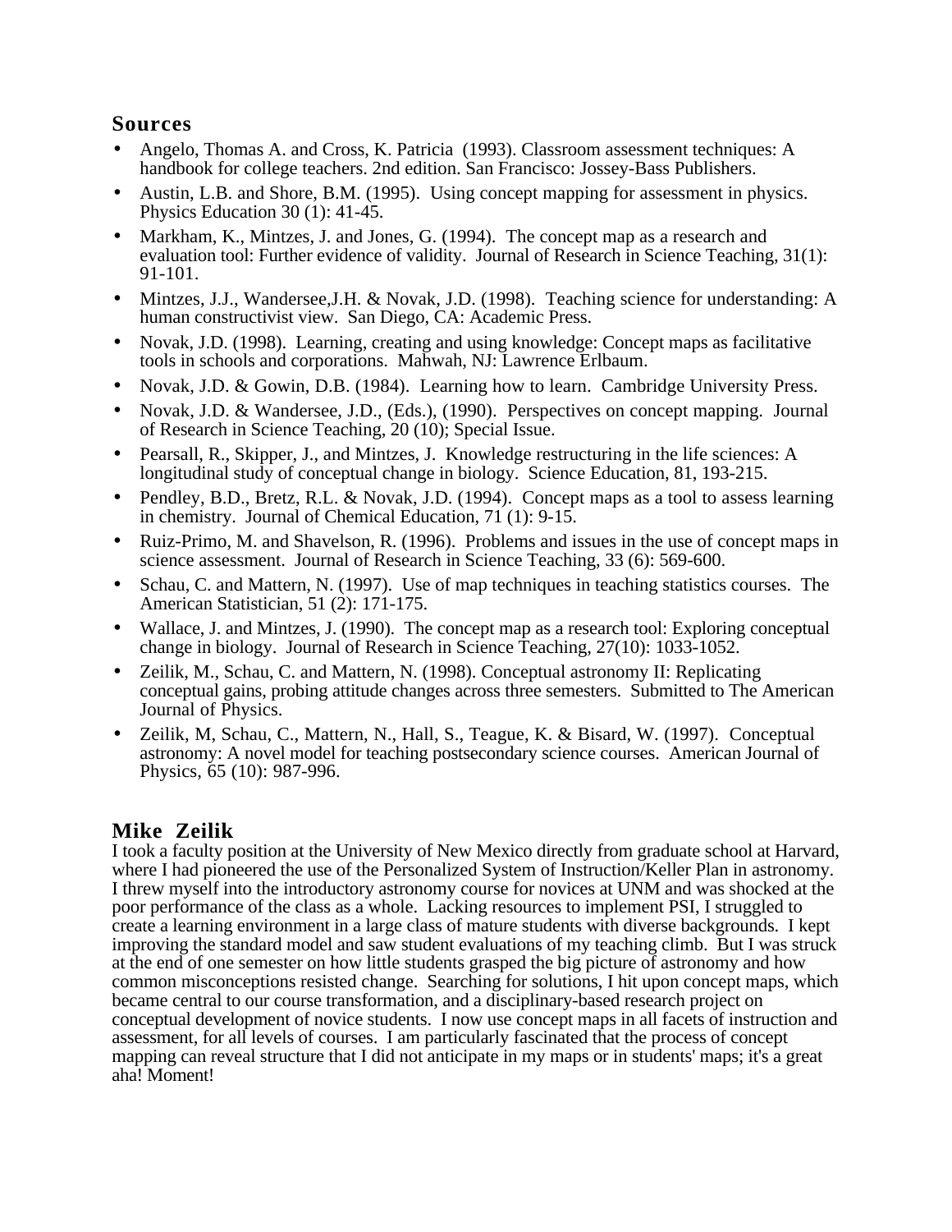## Sources

- Angelo, Thomas A. and Cross, K. Patricia (1993). Classroom assessment techniques: A handbook for college teachers. 2nd edition. San Francisco: Jossey-Bass Publishers.
- Austin, L.B. and Shore, B.M. (1995). Using concept mapping for assessment in physics. Physics Education 30 (1): 41-45.
- Markham, K., Mintzes, J. and Jones, G. (1994). The concept map as a research and evaluation tool: Further evidence of validity. Journal of Research in Science Teaching, 31(1): 91-101.
- Mintzes, J.J., Wandersee,J.H. & Novak, J.D. (1998). Teaching science for understanding: A human constructivist view. San Diego, CA: Academic Press.
- Novak, J.D. (1998). Learning, creating and using knowledge: Concept maps as facilitative tools in schools and corporations. Mahwah, NJ: Lawrence Erlbaum.
- Novak, J.D. & Gowin, D.B. (1984). Learning how to learn. Cambridge University Press.
- Novak, J.D. & Wandersee, J.D., (Eds.), (1990). Perspectives on concept mapping. Journal of Research in Science Teaching, 20 (10); Special Issue.
- Pearsall, R., Skipper, J., and Mintzes, J. Knowledge restructuring in the life sciences: A longitudinal study of conceptual change in biology. Science Education, 81, 193-215.
- Pendley, B.D., Bretz, R.L. & Novak, J.D. (1994). Concept maps as a tool to assess learning in chemistry. Journal of Chemical Education, 71 (1): 9-15.
- Ruiz-Primo, M. and Shavelson, R. (1996). Problems and issues in the use of concept maps in science assessment. Journal of Research in Science Teaching, 33 (6): 569-600.
- Schau, C. and Mattern, N. (1997). Use of map techniques in teaching statistics courses. The American Statistician, 51 (2): 171-175.
- Wallace, J. and Mintzes, J. (1990). The concept map as a research tool: Exploring conceptual change in biology. Journal of Research in Science Teaching, 27(10): 1033-1052.
- Zeilik, M., Schau, C. and Mattern, N. (1998). Conceptual astronomy II: Replicating conceptual gains, probing attitude changes across three semesters. Submitted to The American Journal of Physics.
- Zeilik, M, Schau, C., Mattern, N., Hall, S., Teague, K. & Bisard, W. (1997). Conceptual astronomy: A novel model for teaching postsecondary science courses. American Journal of Physics, 65 (10): 987-996.

## Mike Zeilik

I took a faculty position at the University of New Mexico directly from graduate school at Harvard, where I had pioneered the use of the Personalized System of Instruction/Keller Plan in astronomy. I threw myself into the introductory astronomy course for novices at UNM and was shocked at the poor performance of the class as a whole. Lacking resources to implement PSI, I struggled to create a learning environment in a large class of mature students with diverse backgrounds. I kept improving the standard model and saw student evaluations of my teaching climb. But I was struck at the end of one semester on how little students grasped the big picture of astronomy and how common misconceptions resisted change. Searching for solutions, I hit upon concept maps, which became central to our course transformation, and a disciplinary-based research project on conceptual development of novice students. I now use concept maps in all facets of instruction and assessment, for all levels of courses. I am particularly fascinated that the process of concept mapping can reveal structure that I did not anticipate in my maps or in students' maps; it's a great aha! Moment!